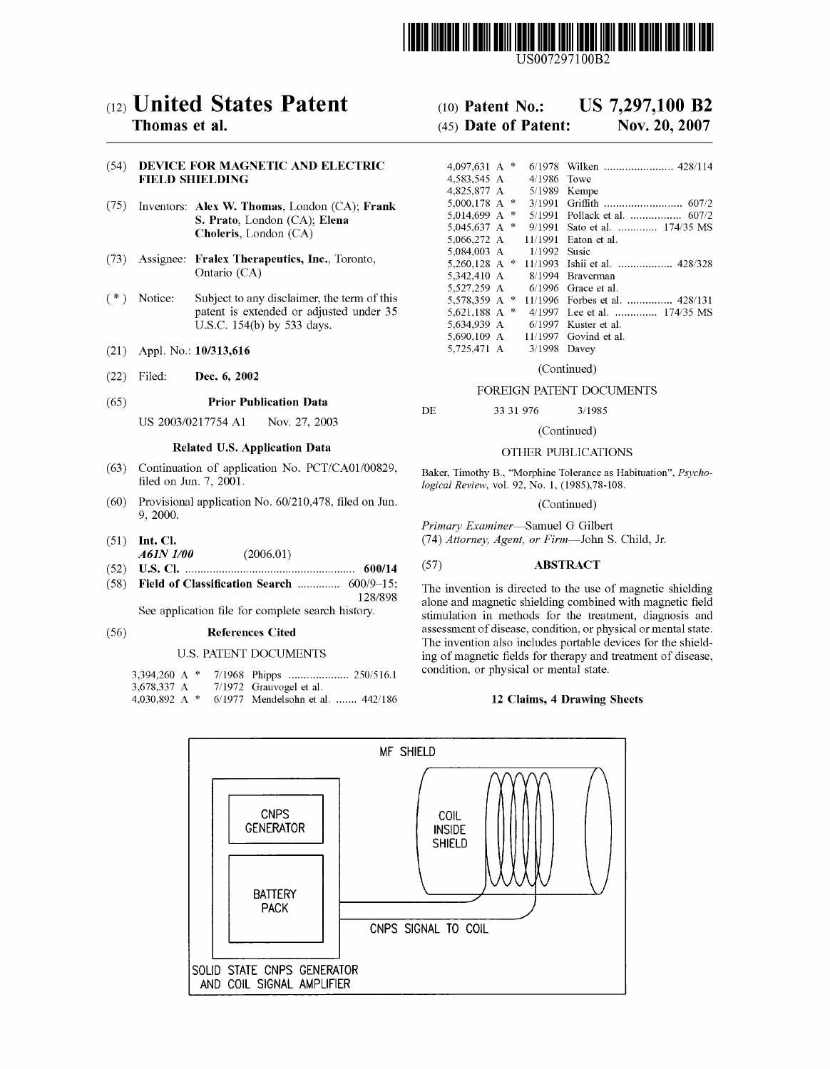US007297100B2

(12) **United States Patent**
**Thomas et al.**

(10) **Patent No.: US 7,297,100 B2**
(45) **Date of Patent: Nov. 20, 2007**

(54) **DEVICE FOR MAGNETIC AND ELECTRIC FIELD SHIELDING**

(75) Inventors: **Alex W. Thomas**, London (CA); **Frank S. Prato**, London (CA); **Elena Choleris**, London (CA)

(73) Assignee: **Fralex Therapeutics, Inc.**, Toronto, Ontario (CA)

( * ) Notice: Subject to any disclaimer, the term of this patent is extended or adjusted under 35 U.S.C. 154(b) by 533 days.

(21) Appl. No.: **10/313,616**

(22) Filed: **Dec. 6, 2002**

(65) **Prior Publication Data**

US 2003/0217754 A1 Nov. 27, 2003

**Related U.S. Application Data**

(63) Continuation of application No. PCT/CA01/00829, filed on Jun. 7, 2001.

(60) Provisional application No. 60/210,478, filed on Jun. 9, 2000.

(51) **Int. Cl.**
*A61N 1/00* (2006.01)

(52) **U.S. Cl.** ........................................................ **600/14**

(58) **Field of Classification Search** .............. 600/9–15; 128/898

See application file for complete search history.

(56) **References Cited**

U.S. PATENT DOCUMENTS

3,394,260 A * 7/1968 Phipps .................... 250/516.1
3,678,337 A 7/1972 Grauvogel et al.
4,030,892 A * 6/1977 Mendelsohn et al. ....... 442/186
4,097,631 A * 6/1978 Wilken ....................... 428/114
4,583,545 A 4/1986 Towe
4,825,877 A 5/1989 Kempe
5,000,178 A * 3/1991 Griffith .......................... 607/2
5,014,699 A * 5/1991 Pollack et al. ................. 607/2
5,045,637 A * 9/1991 Sato et al. ............. 174/35 MS
5,066,272 A 11/1991 Eaton et al.
5,084,003 A 1/1992 Susic
5,260,128 A * 11/1993 Ishii et al. .................. 428/328
5,342,410 A 8/1994 Braverman
5,527,259 A 6/1996 Grace et al.
5,578,359 A * 11/1996 Forbes et al. ............... 428/131
5,621,188 A * 4/1997 Lee et al. .............. 174/35 MS
5,634,939 A 6/1997 Kuster et al.
5,690,109 A 11/1997 Govind et al.
5,725,471 A 3/1998 Davey

(Continued)

FOREIGN PATENT DOCUMENTS

DE 33 31 976 3/1985

(Continued)

OTHER PUBLICATIONS

Baker, Timothy B., "Morphine Tolerance as Habituation", *Psychological Review*, vol. 92, No. 1, (1985),78-108.

(Continued)

*Primary Examiner*—Samuel G Gilbert
(74) *Attorney, Agent, or Firm*—John S. Child, Jr.

(57) **ABSTRACT**

The invention is directed to the use of magnetic shielding alone and magnetic shielding combined with magnetic field stimulation in methods for the treatment, diagnosis and assessment of disease, condition, or physical or mental state. The invention also includes portable devices for the shielding of magnetic fields for therapy and treatment of disease, condition, or physical or mental state.

**12 Claims, 4 Drawing Sheets**

MF SHIELD

CNPS GENERATOR

BATTERY PACK

COIL INSIDE SHIELD

CNPS SIGNAL TO COIL

SOLID STATE CNPS GENERATOR AND COIL SIGNAL AMPLIFIER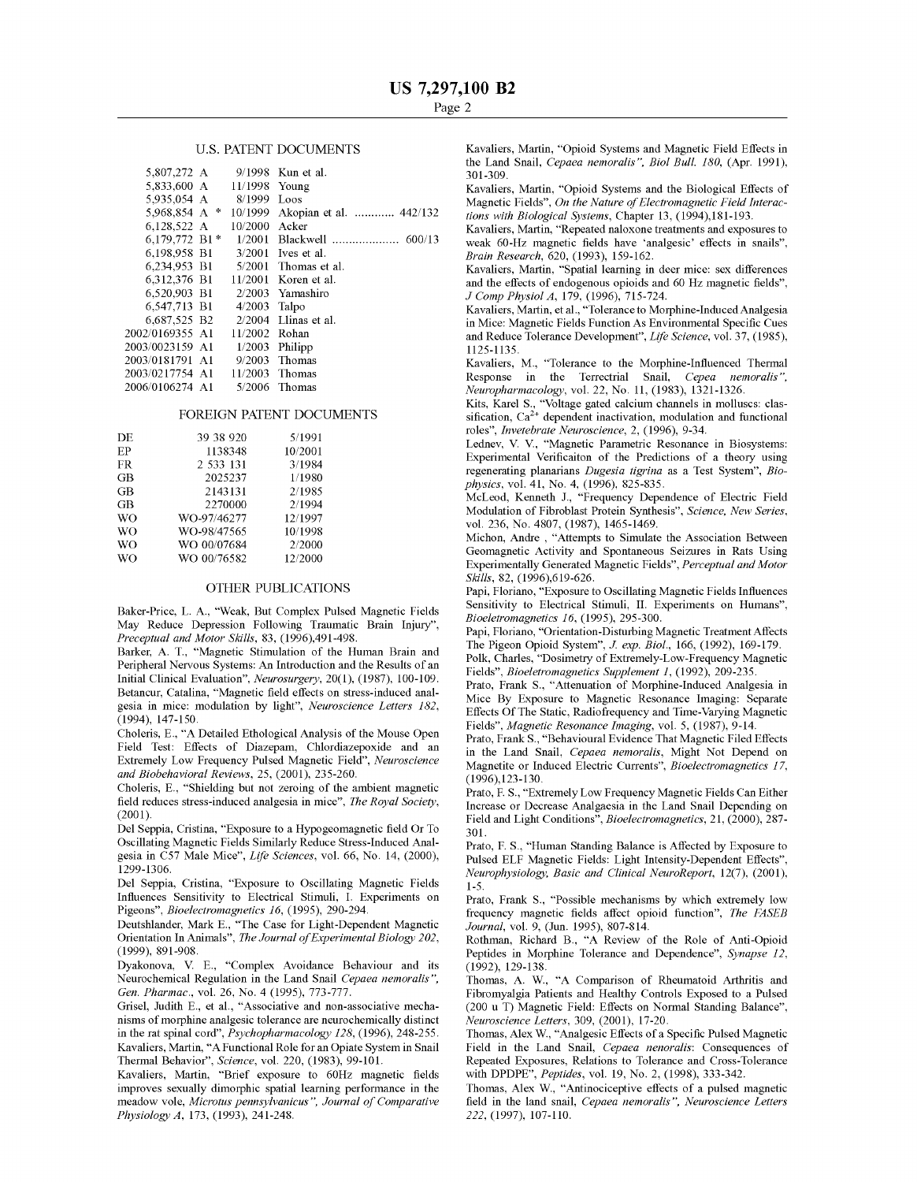## U.S. PATENT DOCUMENTS

| | | | |
|---|---|---|---|
| 5,807,272 A | 9/1998 | Kun et al. | |
| 5,833,600 A | 11/1998 | Young | |
| 5,935,054 A | 8/1999 | Loos | |
| 5,968,854 A * | 10/1999 | Akopian et al. | 442/132 |
| 6,128,522 A | 10/2000 | Acker | |
| 6,179,772 B1 * | 1/2001 | Blackwell | 600/13 |
| 6,198,958 B1 | 3/2001 | Ives et al. | |
| 6,234,953 B1 | 5/2001 | Thomas et al. | |
| 6,312,376 B1 | 11/2001 | Koren et al. | |
| 6,520,903 B1 | 2/2003 | Yamashiro | |
| 6,547,713 B1 | 4/2003 | Talpo | |
| 6,687,525 B2 | 2/2004 | Llinas et al. | |
| 2002/0169355 A1 | 11/2002 | Rohan | |
| 2003/0023159 A1 | 1/2003 | Philipp | |
| 2003/0181791 A1 | 9/2003 | Thomas | |
| 2003/0217754 A1 | 11/2003 | Thomas | |
| 2006/0106274 A1 | 5/2006 | Thomas | |

## FOREIGN PATENT DOCUMENTS

| | | |
|---|---|---|
| DE | 39 38 920 | 5/1991 |
| EP | 1138348 | 10/2001 |
| FR | 2 533 131 | 3/1984 |
| GB | 2025237 | 1/1980 |
| GB | 2143131 | 2/1985 |
| GB | 2270000 | 2/1994 |
| WO | WO-97/46277 | 12/1997 |
| WO | WO-98/47565 | 10/1998 |
| WO | WO 00/07684 | 2/2000 |
| WO | WO 00/76582 | 12/2000 |

## OTHER PUBLICATIONS

Baker-Price, L. A., "Weak, But Complex Pulsed Magnetic Fields May Reduce Depression Following Traumatic Brain Injury", *Preceptual and Motor Skills*, 83, (1996),491-498.

Barker, A. T., "Magnetic Stimulation of the Human Brain and Peripheral Nervous Systems: An Introduction and the Results of an Initial Clinical Evaluation", *Neurosurgery*, 20(1), (1987), 100-109.

Betancur, Catalina, "Magnetic field effects on stress-induced analgesia in mice: modulation by light", *Neuroscience Letters 182*, (1994), 147-150.

Choleris, E., "A Detailed Ethological Analysis of the Mouse Open Field Test: Effects of Diazepam, Chlordiazepoxide and an Extremely Low Frequency Pulsed Magnetic Field", *Neuroscience and Biobehavioral Reviews*, 25, (2001), 235-260.

Choleris, E., "Shielding but not zeroing of the ambient magnetic field reduces stress-induced analgesia in mice", *The Royal Society*, (2001).

Del Seppia, Cristina, "Exposure to a Hypogeomagnetic field Or To Oscillating Magnetic Fields Similarly Reduce Stress-Induced Analgesia in C57 Male Mice", *Life Sciences*, vol. 66, No. 14, (2000), 1299-1306.

Del Seppia, Cristina, "Exposure to Oscillating Magnetic Fields Influences Sensitivity to Electrical Stimuli, I. Experiments on Pigeons", *Bioelectromagnetics 16*, (1995), 290-294.

Deutshlander, Mark E., "The Case for Light-Dependent Magnetic Orientation In Animals", *The Journal of Experimental Biology 202*, (1999), 891-908.

Dyakonova, V. E., "Complex Avoidance Behaviour and its Neurochemical Regulation in the Land Snail *Cepaea nemoralis*", *Gen. Pharmac.*, vol. 26, No. 4 (1995), 773-777.

Grisel, Judith E., et al., "Associative and non-associative mechanisms of morphine analgesic tolerance are neurochemically distinct in the rat spinal cord", *Psychopharmacology 128*, (1996), 248-255.

Kavaliers, Martin, "A Functional Role for an Opiate System in Snail Thermal Behavior", *Science*, vol. 220, (1983), 99-101.

Kavaliers, Martin, "Brief exposure to 60Hz magnetic fields improves sexually dimorphic spatial learning performance in the meadow vole, *Microtus pennsylvanicus*", *Journal of Comparative Physiology A*, 173, (1993), 241-248.

Kavaliers, Martin, "Opioid Systems and Magnetic Field Effects in the Land Snail, *Cepaea nemoralis*", *Biol Bull. 180*, (Apr. 1991), 301-309.

Kavaliers, Martin, "Opioid Systems and the Biological Effects of Magnetic Fields", *On the Nature of Electromagnetic Field Interactions with Biological Systems*, Chapter 13, (1994),181-193.

Kavaliers, Martin, "Repeated naloxone treatments and exposures to weak 60-Hz magnetic fields have 'analgesic' effects in snails", *Brain Research*, 620, (1993), 159-162.

Kavaliers, Martin, "Spatial learning in deer mice: sex differences and the effects of endogenous opioids and 60 Hz magnetic fields", *J Comp Physiol A*, 179, (1996), 715-724.

Kavaliers, Martin, et al., "Tolerance to Morphine-Induced Analgesia in Mice: Magnetic Fields Function As Environmental Specific Cues and Reduce Tolerance Development", *Life Science*, vol. 37, (1985), 1125-1135.

Kavaliers, M., "Tolerance to the Morphine-Influenced Thermal Response in the Terrectrial Snail, *Cepea nemoralis*", *Neuropharmacology*, vol. 22, No. 11, (1983), 1321-1326.

Kits, Karel S., "Voltage gated calcium channels in molluscs: classification, $Ca^{2+}$ dependent inactivation, modulation and functional roles", *Invetebrate Neuroscience*, 2, (1996), 9-34.

Lednev, V. V., "Magnetic Parametric Resonance in Biosystems: Experimental Verificaiton of the Predictions of a theory using regenerating planarians *Dugesia tigrina* as a Test System", *Biophysics*, vol. 41, No. 4, (1996), 825-835.

McLeod, Kenneth J., "Frequency Dependence of Electric Field Modulation of Fibroblast Protein Synthesis", *Science, New Series*, vol. 236, No. 4807, (1987), 1465-1469.

Michon, Andre , "Attempts to Simulate the Association Between Geomagnetic Activity and Spontaneous Seizures in Rats Using Experimentally Generated Magnetic Fields", *Perceptual and Motor Skills*, 82, (1996),619-626.

Papi, Floriano, "Exposure to Oscillating Magnetic Fields Influences Sensitivity to Electrical Stimuli, II. Experiments on Humans", *Bioeletromagnetics 16*, (1995), 295-300.

Papi, Floriano, "Orientation-Disturbing Magnetic Treatment Affects The Pigeon Opioid System", *J. exp. Biol.*, 166, (1992), 169-179.

Polk, Charles, "Dosimetry of Extremely-Low-Frequency Magnetic Fields", *Bioelectromagnetics Supplement 1*, (1992), 209-235.

Prato, Frank S., "Attenuation of Morphine-Induced Analgesia in Mice By Exposure to Magnetic Resonance Imaging: Separate Effects Of The Static, Radiofrequency and Time-Varying Magnetic Fields", *Magnetic Resonance Imaging*, vol. 5, (1987), 9-14.

Prato, Frank S., "Behavioural Evidence That Magnetic Filed Effects in the Land Snail, *Cepaea nemoralis*, Might Not Depend on Magnetite or Induced Electric Currents", *Bioelectromagnetics 17*, (1996),123-130.

Prato, F. S., "Extremely Low Frequency Magnetic Fields Can Either Increase or Decrease Analgaesia in the Land Snail Depending on Field and Light Conditions", *Bioelectromagnetics*, 21, (2000), 287-301.

Prato, F. S., "Human Standing Balance is Affected by Exposure to Pulsed ELF Magnetic Fields: Light Intensity-Dependent Effects", *Neurophysiology, Basic and Clinical NeuroReport*, 12(7), (2001), 1-5.

Prato, Frank S., "Possible mechanisms by which extremely low frequency magnetic fields affect opioid function", *The FASEB Journal*, vol. 9, (Jun. 1995), 807-814.

Rothman, Richard B., "A Review of the Role of Anti-Opioid Peptides in Morphine Tolerance and Dependence", *Synapse 12*, (1992), 129-138.

Thomas, A. W., "A Comparison of Rheumatoid Arthritis and Fibromyalgia Patients and Healthy Controls Exposed to a Pulsed (200 u T) Magnetic Field: Effects on Normal Standing Balance", *Neuroscience Letters*, 309, (2001), 17-20.

Thomas, Alex W., "Analgesic Effects of a Specific Pulsed Magnetic Field in the Land Snail, *Cepaea nenoralis*: Consequences of Repeated Exposures, Relations to Tolerance and Cross-Tolerance with DPDPE", *Peptides*, vol. 19, No. 2, (1998), 333-342.

Thomas, Alex W., "Antinociceptive effects of a pulsed magnetic field in the land snail, *Cepaea nemoralis*", *Neuroscience Letters 222*, (1997), 107-110.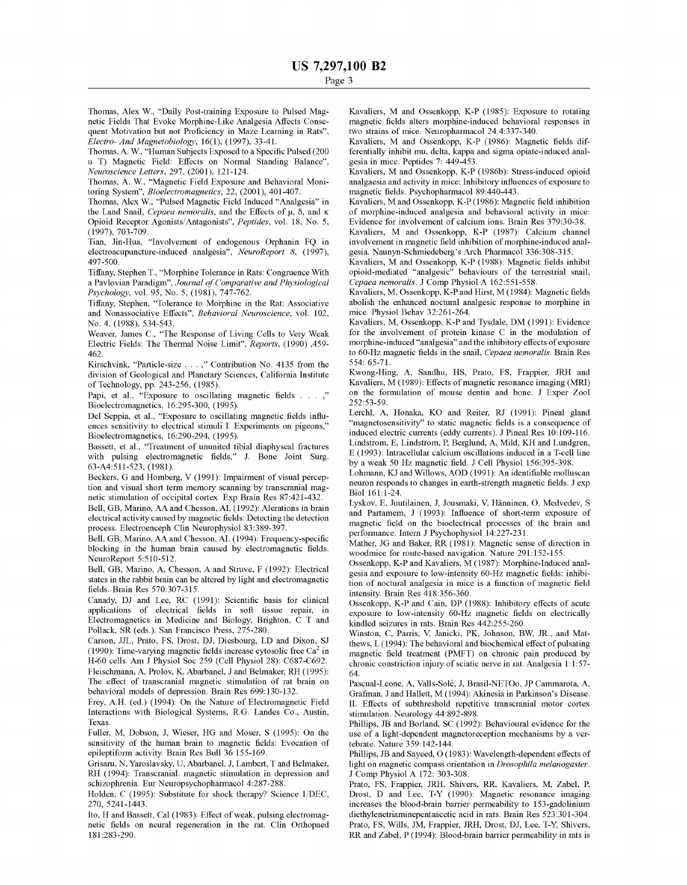Thomas, Alex W., "Daily Post-training Exposure to Pulsed Magnetic Fields That Evoke Morphine-Like Analgesia Affects Consequent Motivation but not Proficiency in Maze Learning in Rats", *Electro- And Magnetobiology*, 16(1), (1997), 33-41.

Thomas, A. W., "Human Subjects Exposed to a Specific Pulsed (200 u T) Magnetic Field: Effects on Normal Standing Balance", *Neuroscience Letters*, 297, (2001), 121-124.

Thomas, A. W., "Magnetic Field Exposure and Behavioral Monitoring System", *Bioelectromagnetics*, 22, (2001), 401-407.

Thomas, Alex W., "Pulsed Magnetic Field Induced "Analgesia" in the Land Snail, *Cepaea nemoralis*, and the Effects of μ, δ, and κ Opioid Receptor Agonists/Antagonists", *Peptides*, vol. 18, No. 5, (1997), 703-709.

Tian, Jin-Hua, "Involvement of endogenous Orphanin FQ in electroacupuncture-induced analgesia", *NeuroReport 8*, (1997), 497-500.

Tiffany, Stephen T., "Morphine Tolerance in Rats: Congruence With a Pavlovian Paradigm", *Journal of Comparative and Physiological Psychology*, vol. 95, No. 5, (1981), 747-762.

Tiffany, Stephen, "Tolerance to Morphine in the Rat: Associative and Nonassociative Effects", *Behavioral Neuroscience*, vol. 102, No. 4, (1988), 534-543.

Weaver, James C., "The Response of Living Cells to Very Weak Electric Fields: The Thermal Noise Limit", *Reports*, (1990) ,459-462.

Kirschvink, "Particle-size . . . ," Contribution No. 4135 from the division of Geological and Planetary Sciences, California Institute of Technology, pp. 243-256, (1985).

Papi, et al., "Exposure to oscillating magnetic fields . . . ," Bioelectromagnetics, 16:295-300, (1995).

Del Seppia, et al., "Exposure to oscillating magnetic fields influences sensitivity to electrical stimuli I. Experiments on pigeons," Bioelectromagnetics, 16:290-294, (1995).

Bassett, et al., "Treatment of ununited tibial diaphyseal fractures with pulsing electromagnetic fields," J. Bone Joint Surg. 63-A4:511-523, (1981).

Beckers, G and Homberg, V (1991): Impairment of visual perception and visual short term memory scanning by transcranial magnetic stimulation of occipital cortex. Exp Brain Res 87:421-432.

Bell, GB, Marino, AA and Chesson, AL (1992): Alerations in brain electrical activity caused by magnetic fields: Detecting the detection process. Electroenceph Clin Neurophysiol 83:389-397.

Bell, GB, Marino, AA and Chesson, AL (1994): Frequency-specific blocking in the human brain caused by electromagnetic fields. NeuroReport 5:510-512.

Bell, GB, Marino, A, Chesson, A and Struve, F (1992): Electrical states in the rabbit brain can be altered by light and electromagnetic fields. Brain Res 570:307-315.

Canady, DJ and Lee, RC (1991): Scientific basis for clinical applications of electrical fields in soft tissue repair, in Electromagnetics in Medicine and Biology, Brighton, C T and Pollack, SR (eds.). San Francisco Press, 275-280.

Carson, JJL, Prato, FS, Drost, DJ, Diesbourg, LD and Dixon, SJ (1990): Time-varying magnetic fields increase cytosolic free $Ca^2$ in H-60 cells. Am J Physiol Soc 259 (Cell Physiol 28): C687-C692.

Fleischmann, A, Prolov, K, Abarbanel, J and Belmaker, RH (1995): The effect of transcranial magnetic stimulation of rat brain on behavioral models of depression. Brain Res 699:130-132.

Frey, A.H. (ed.) (1994): On the Nature of Electromagnetic Field Interactions with Biological Systems, R.G. Landes Co., Austin, Texas.

Fuller, M, Dobson, J, Wieser, HG and Moser, S (1995): On the sensitivity of the human brain to magnetic fields: Evocation of epileptiform activity. Brain Res Bull 36:155-169.

Grisaru, N, Yaroslavsky, U, Abarbanel, J, Lambert, T and Belmaker, RH (1994): Transcranial. magnetic stimulation in depression and schizophrenia. Eur Neuropsychopharmacol 4:287-288.

Holden, C (1995): Substitute for shock therapy? Science 1/DEC, 270, 5241-1443.

Ito, H and Bassett, Cal (1983): Effect of weak, pulsing electromagnetic fields on neural regeneration in the rat. Clin Orthopaed 181:283-290.

Kavaliers, M and Ossenkopp, K-P (1985): Exposure to rotating magnetic fields alters morphine-induced behavioral responses in two strains of mice. Neuropharmacol 24:4:337-340.

Kavaliers, M and Ossenkopp, K-P (1986): Magnetic fields differentially inhibit mu, delta, kappa and sigma opiate-induced analgesia in mice. Peptides 7: 449-453.

Kavaliers, M and Ossenkopp, K-P (1986b): Stress-induced opioid analgaesia and activity in mice: Inhibitory influences of exposure to magnetic fields. Psychopharmacol 89:440-443.

Kavaliers, M and Ossenkopp, K-P (1986): Magnetic field inhibition of morphine-induced analgesia and behavioral activity in mice: Evidence for involvement of calcium ions. Brain Res 379:30-38.

Kavaliers, M and Ossenkopp, K-P (1987): Calcium channel involvement in magnetic field inhibition of morphine-induced analgesia. Naunyn-Schmiedeberg's Arch Pharmacol 336:308-315.

Kavaliers, M and Ossenkopp, K-P (1988): Magnetic fields inhibit opioid-mediated "analgesic" behaviours of the terrestrial snail, *Cepaea nemoralis*. J Comp Physiol A 162:551-558.

Kavaliers, M, Ossenkopp, K-P and Hirst, M (1984): Magnetic fields abolish the enhanced nocturnal analgesic response to morphine in mice. Physiol Behav 32:261-264.

Kavaliers, M, Ossenkopp, K-P and Tysdale, DM (1991): Evidence for the involvement of protein kinase C in the modulation of morphine-induced "analgesia" and the inhibitory effects of exposure to 60-Hz magnetic fields in the snail, *Cepaea nemoralis*. Brain Res 554: 65-71.

Kwong-Hing, A, Sandhu, HS, Prato, FS, Frappier, JRH and Kavaliers, M (1989): Effects of magnetic resonance imaging (MRI) on the formulation of mouse dentin and bone. J Exper Zool 252:53-59.

Lerchl, A, Honaka, KO and Reiter, RJ (1991): Pineal gland "magnetosensitivity" to static magnetic fields is a consequence of induced electric currents (eddy currents). J Pineal Res 10:109-116.

Lindstrom, E, Lindstrom, P, Berglund, A, Mild, KH and Lundgren, E (1993): Intracellular calcium oscillations induced in a T-cell line by a weak 50 Hz magnetic field. J Cell Physiol 156:395-398.

Lohmann, KJ and Willows, AOD (1991): An identifiable molluscan neuron responds to changes in earth-strength magnetic fields. J exp Biol 161:1-24.

Lyskov, E, Juutilainen, J, Jousmaki, V, Hänninen, O, Medvedev, S and Partamem, J (1993): Influence of short-term exposure of magnetic field on the bioelectrical processes of the brain and performance. Intern J Psychophysiol 14:227-231.

Mather, JG and Baker, RR (1981): Magnetic sense of direction in woodmice for route-based navigation. Nature 291:152-155.

Ossenkopp, K-P and Kavaliers, M (1987): Morphine-Induced analgesia and exposure to low-intensity 60-Hz magnetic fields: inhibition of nocturnal analgesia in mice is a function of magnetic field intensity. Brain Res 418:356-360.

Ossenkopp, K-P and Cain, DP (1988): Inhibitory effects of acute exposure to low-intensity 60-Hz magnetic fields on electrically kindled seizures in rats. Brain Res 442:255-260.

Winston, C, Parris, V, Janicki, PK, Johnson, BW, JR., and Matthews, L (1994): The behavioral and biochemical effect of pulsating magnetic field treatment (PMFT) on chronic pain produced by chronic constriction injury of sciatic nerve in rat. Analgesia 1:1:57-64.

Pascual-Leone, A, Valls-Solé, J, Brasil-NETOo, JP Cammarota, A, Grafman, J and Hallett, M (1994): Akinesia in Parkinson's Disease. II. Effects of subthreshold repetitive transcranial motor cortex stimulation. Neurology 44:892-898.

Phillips, JB and Borland, SC (1992): Behavioural evidence for the use of a light-dependent magnetoreception mechanisms by a vertebrate. Nature 359:142-144.

Phillips, JB and Sayeed, O (1983): Wavelength-dependent effects of light on magnetic compass orientation in *Drosophila melanogaster*. J Comp Physiol A 172: 303-308.

Prato, FS, Frappier, JRH, Shivers, RR, Kavaliers, M, Zabel, P, Drost, D and Lee, T-Y (1990): Magnetic resonance imaging increases the blood-brain barrier permeability to 153-gadolinium diethylenetriaminepentaacetic acid in rats. Brain Res 523:301-304.

Prato, FS, Wills, JM, Frappier, JRH, Drost, DJ, Lee, T-Y, Shivers, RR and Zabel, P (1994): Blood-brain barrier permeability in rats is